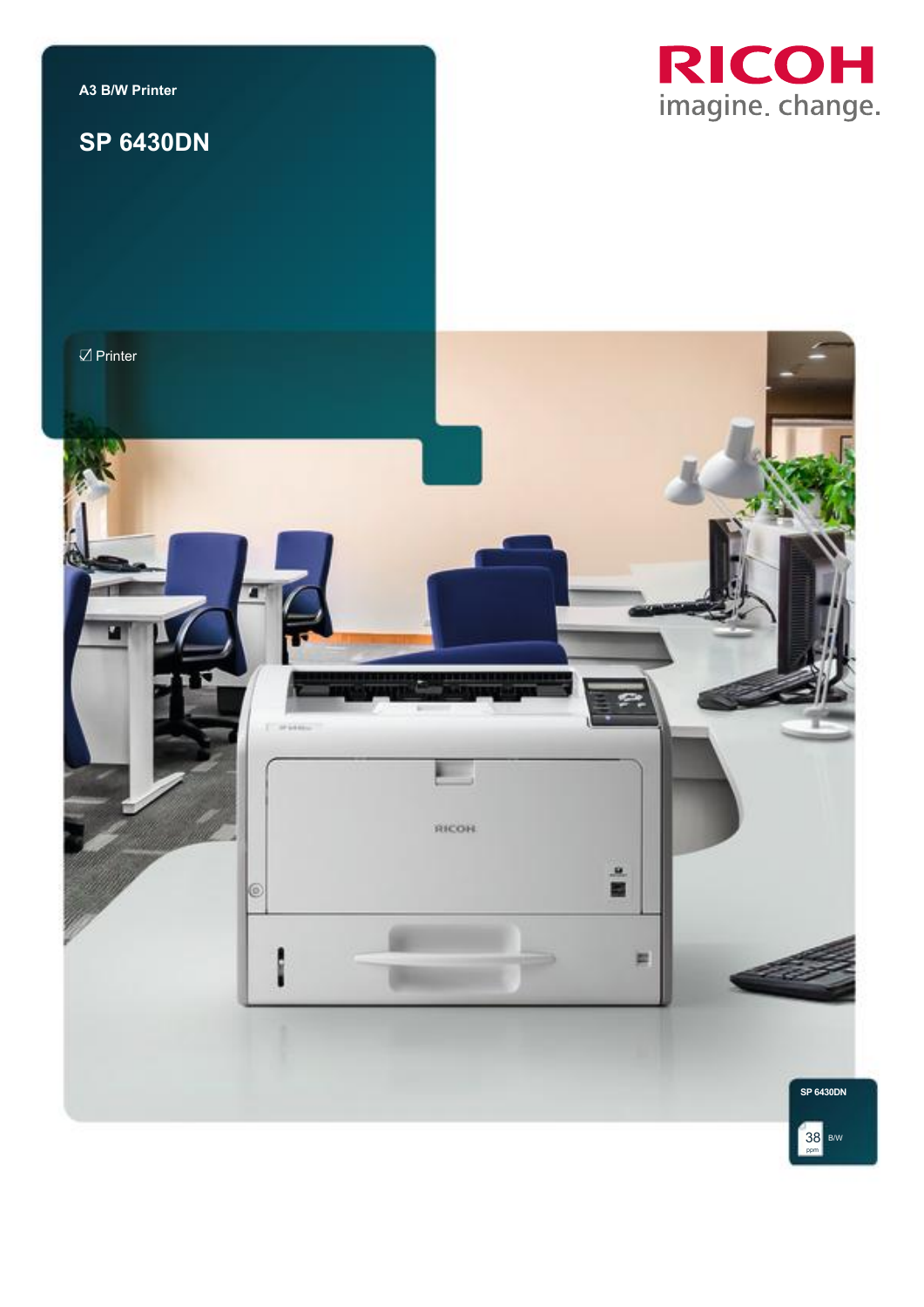A3 B/W Printer

# SP 6430DN

RICOH
imagine. change.

☑ Printer

SP 6430DN

38 ppm B/W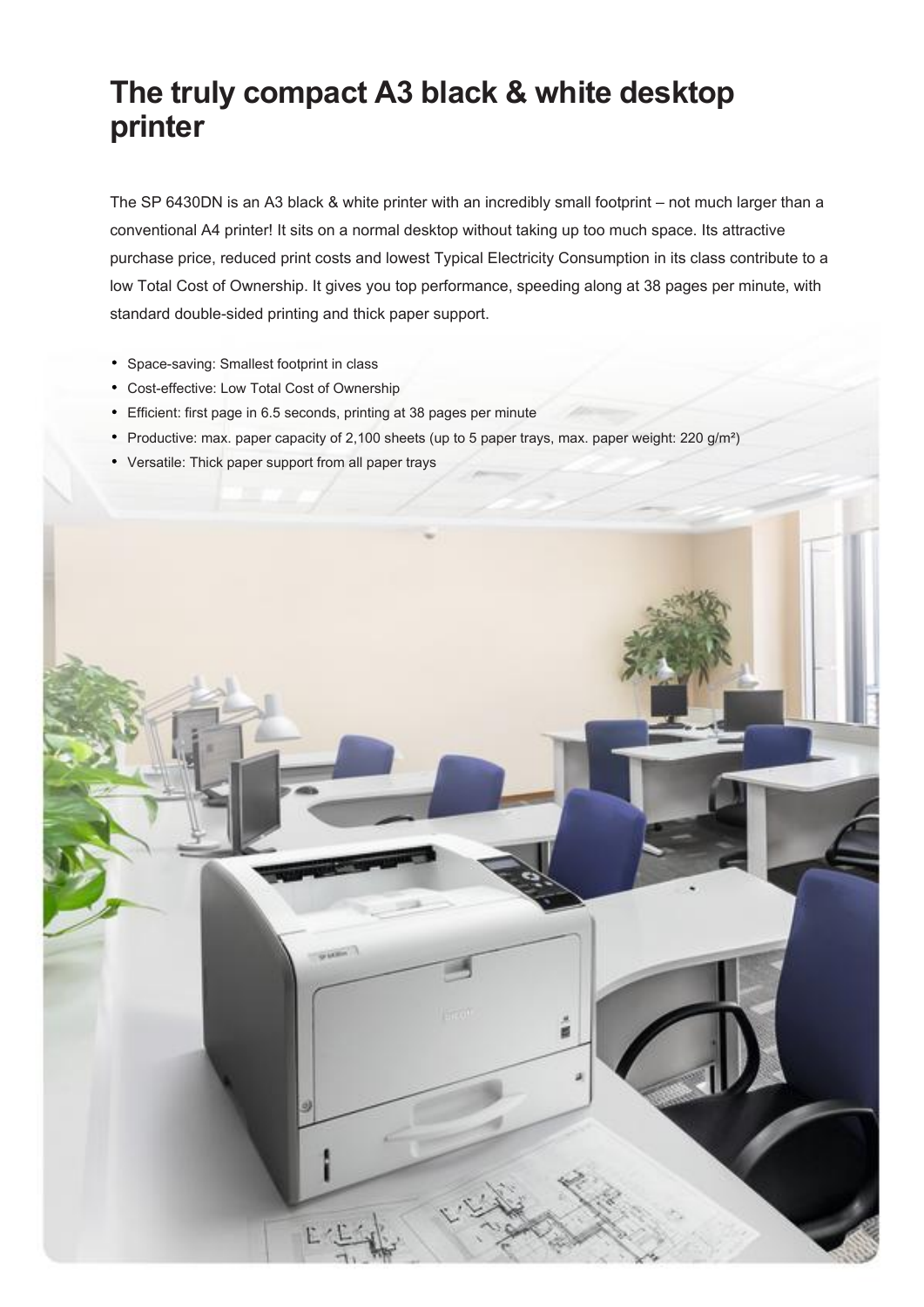# The truly compact A3 black & white desktop printer

The SP 6430DN is an A3 black & white printer with an incredibly small footprint – not much larger than a conventional A4 printer! It sits on a normal desktop without taking up too much space. Its attractive purchase price, reduced print costs and lowest Typical Electricity Consumption in its class contribute to a low Total Cost of Ownership. It gives you top performance, speeding along at 38 pages per minute, with standard double-sided printing and thick paper support.

- Space-saving: Smallest footprint in class
- Cost-effective: Low Total Cost of Ownership
- Efficient: first page in 6.5 seconds, printing at 38 pages per minute
- Productive: max. paper capacity of 2,100 sheets (up to 5 paper trays, max. paper weight: 220 g/m²)
- Versatile: Thick paper support from all paper trays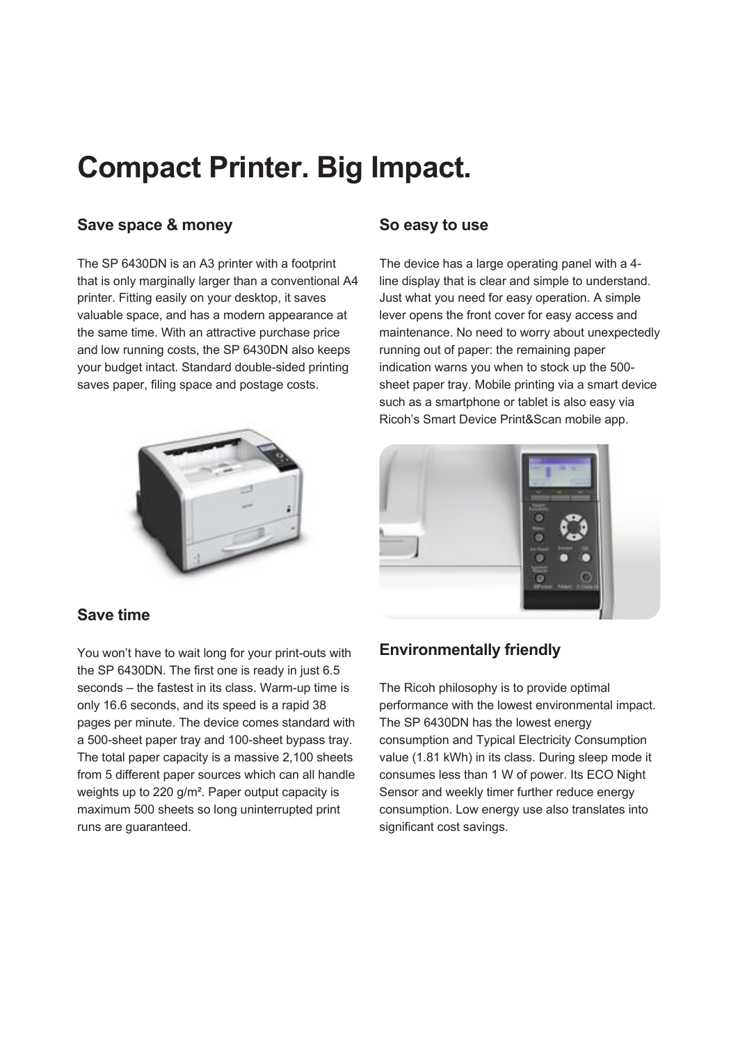# Compact Printer. Big Impact.

## Save space & money

The SP 6430DN is an A3 printer with a footprint that is only marginally larger than a conventional A4 printer. Fitting easily on your desktop, it saves valuable space, and has a modern appearance at the same time. With an attractive purchase price and low running costs, the SP 6430DN also keeps your budget intact. Standard double-sided printing saves paper, filing space and postage costs.

## Save time

You won't have to wait long for your print-outs with the SP 6430DN. The first one is ready in just 6.5 seconds – the fastest in its class. Warm-up time is only 16.6 seconds, and its speed is a rapid 38 pages per minute. The device comes standard with a 500-sheet paper tray and 100-sheet bypass tray. The total paper capacity is a massive 2,100 sheets from 5 different paper sources which can all handle weights up to 220 g/m². Paper output capacity is maximum 500 sheets so long uninterrupted print runs are guaranteed.

## So easy to use

The device has a large operating panel with a 4-line display that is clear and simple to understand. Just what you need for easy operation. A simple lever opens the front cover for easy access and maintenance. No need to worry about unexpectedly running out of paper: the remaining paper indication warns you when to stock up the 500-sheet paper tray. Mobile printing via a smart device such as a smartphone or tablet is also easy via Ricoh's Smart Device Print&Scan mobile app.

## Environmentally friendly

The Ricoh philosophy is to provide optimal performance with the lowest environmental impact. The SP 6430DN has the lowest energy consumption and Typical Electricity Consumption value (1.81 kWh) in its class. During sleep mode it consumes less than 1 W of power. Its ECO Night Sensor and weekly timer further reduce energy consumption. Low energy use also translates into significant cost savings.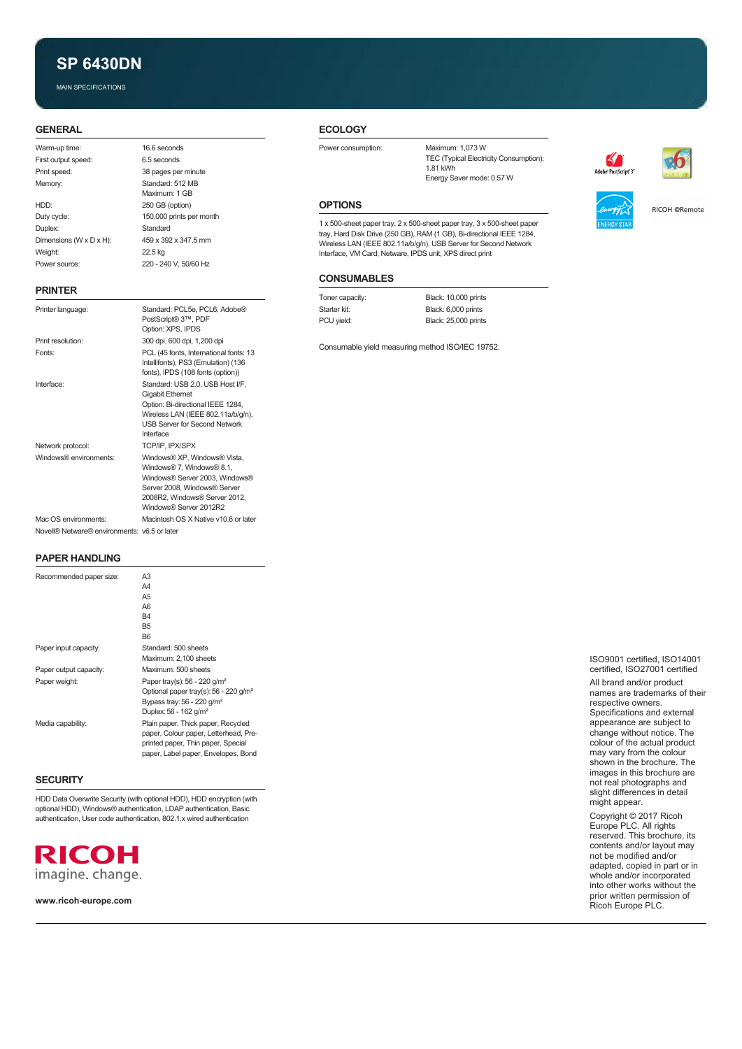# SP 6430DN

MAIN SPECIFICATIONS

## GENERAL

| | |
|---|---|
| Warm-up time: | 16.6 seconds |
| First output speed: | 6.5 seconds |
| Print speed: | 38 pages per minute |
| Memory: | Standard: 512 MB<br>Maximum: 1 GB |
| HDD: | 250 GB (option) |
| Duty cycle: | 150,000 prints per month |
| Duplex: | Standard |
| Dimensions (W x D x H): | 459 x 392 x 347.5 mm |
| Weight: | 22.5 kg |
| Power source: | 220 - 240 V, 50/60 Hz |

## PRINTER

| | |
|---|---|
| Printer language: | Standard: PCL5e, PCL6, Adobe® PostScript® 3™, PDF<br>Option: XPS, IPDS |
| Print resolution: | 300 dpi, 600 dpi, 1,200 dpi |
| Fonts: | PCL (45 fonts, International fonts: 13 Intellifonts), PS3 (Emulation) (136 fonts), IPDS (108 fonts (option)) |
| Interface: | Standard: USB 2.0, USB Host I/F, Gigabit Ethernet<br>Option: Bi-directional IEEE 1284, Wireless LAN (IEEE 802.11a/b/g/n), USB Server for Second Network Interface |
| Network protocol: | TCP/IP, IPX/SPX |
| Windows® environments: | Windows® XP, Windows® Vista, Windows® 7, Windows® 8.1, Windows® Server 2003, Windows® Server 2008, Windows® Server 2008R2, Windows® Server 2012, Windows® Server 2012R2 |
| Mac OS environments: | Macintosh OS X Native v10.6 or later |
| Novell® Netware® environments: | v6.5 or later |

## PAPER HANDLING

| | |
|---|---|
| Recommended paper size: | A3<br>A4<br>A5<br>A6<br>B4<br>B5<br>B6 |
| Paper input capacity: | Standard: 500 sheets<br>Maximum: 2,100 sheets |
| Paper output capacity: | Maximum: 500 sheets |
| Paper weight: | Paper tray(s): 56 - 220 g/m²<br>Optional paper tray(s): 56 - 220 g/m²<br>Bypass tray: 56 - 220 g/m²<br>Duplex: 56 - 162 g/m² |
| Media capability: | Plain paper, Thick paper, Recycled paper, Colour paper, Letterhead, Pre-printed paper, Thin paper, Special paper, Label paper, Envelopes, Bond |

## SECURITY

HDD Data Overwrite Security (with optional HDD), HDD encryption (with optional HDD), Windows® authentication, LDAP authentication, Basic authentication, User code authentication, 802.1.x wired authentication

## ECOLOGY

| | |
|---|---|
| Power consumption: | Maximum: 1,073 W<br>TEC (Typical Electricity Consumption): 1.81 kWh<br>Energy Saver mode: 0.57 W |

## OPTIONS

1 x 500-sheet paper tray, 2 x 500-sheet paper tray, 3 x 500-sheet paper tray, Hard Disk Drive (250 GB), RAM (1 GB), Bi-directional IEEE 1284, Wireless LAN (IEEE 802.11a/b/g/n), USB Server for Second Network Interface, VM Card, Netware, IPDS unit, XPS direct print

## CONSUMABLES

| | |
|---|---|
| Toner capacity: | Black: 10,000 prints |
| Starter kit: | Black: 6,000 prints |
| PCU yield: | Black: 25,000 prints |

Consumable yield measuring method ISO/IEC 19752.

RICOH @Remote

ISO9001 certified, ISO14001 certified, ISO27001 certified

All brand and/or product names are trademarks of their respective owners. Specifications and external appearance are subject to change without notice. The colour of the actual product may vary from the colour shown in the brochure. The images in this brochure are not real photographs and slight differences in detail might appear.

Copyright © 2017 Ricoh Europe PLC. All rights reserved. This brochure, its contents and/or layout may not be modified and/or adapted, copied in part or in whole and/or incorporated into other works without the prior written permission of Ricoh Europe PLC.

RICOH imagine. change.

www.ricoh-europe.com